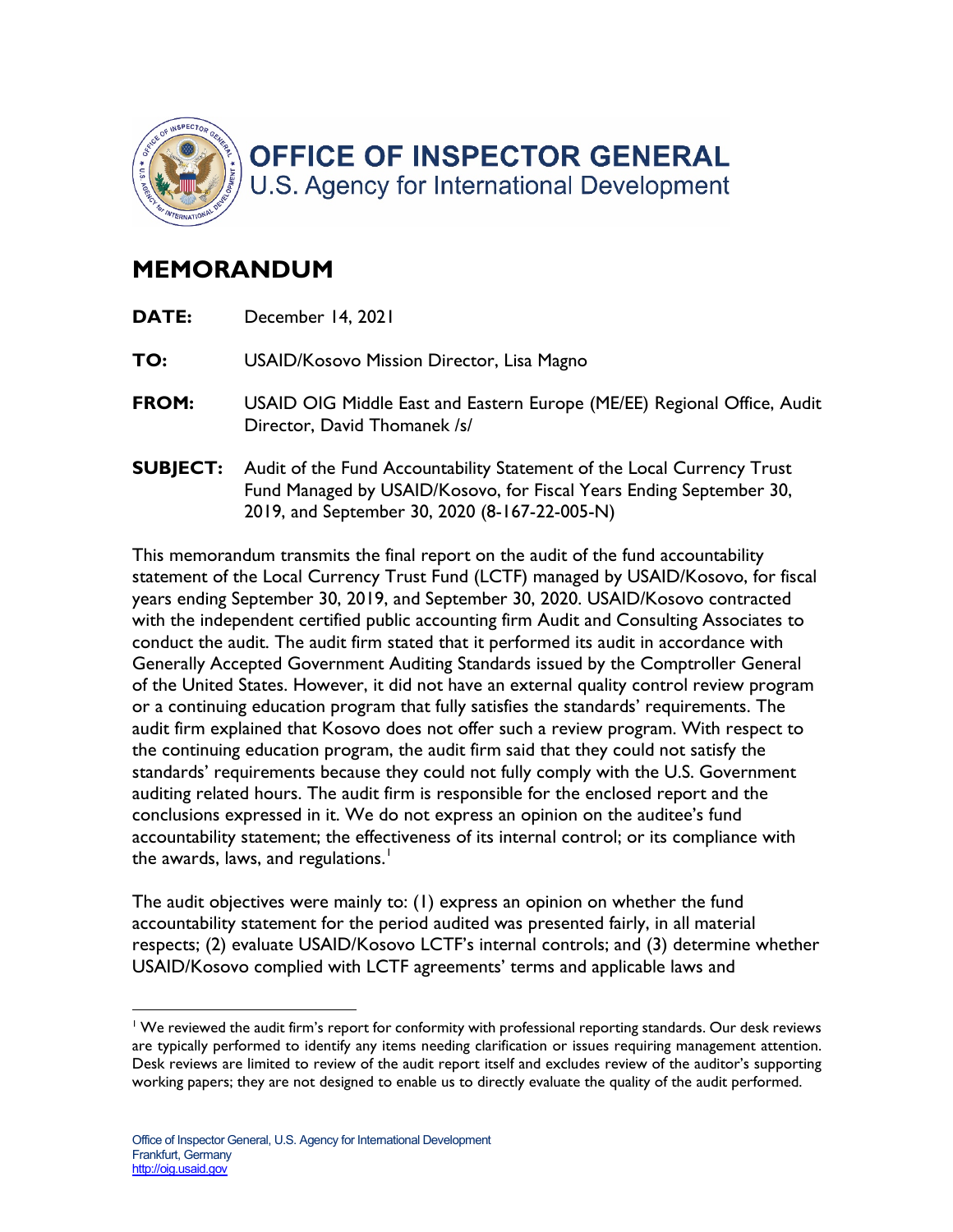# OFFICE OF INSPECTOR GENERAL

U.S. Agency for International Development

## MEMORANDUM

**DATE:** December 14, 2021

**TO:** USAID/Kosovo Mission Director, Lisa Magno

**FROM:** USAID OIG Middle East and Eastern Europe (ME/EE) Regional Office, Audit Director, David Thomanek /s/

**SUBJECT:** Audit of the Fund Accountability Statement of the Local Currency Trust Fund Managed by USAID/Kosovo, for Fiscal Years Ending September 30, 2019, and September 30, 2020 (8-167-22-005-N)

This memorandum transmits the final report on the audit of the fund accountability statement of the Local Currency Trust Fund (LCTF) managed by USAID/Kosovo, for fiscal years ending September 30, 2019, and September 30, 2020. USAID/Kosovo contracted with the independent certified public accounting firm Audit and Consulting Associates to conduct the audit. The audit firm stated that it performed its audit in accordance with Generally Accepted Government Auditing Standards issued by the Comptroller General of the United States. However, it did not have an external quality control review program or a continuing education program that fully satisfies the standards' requirements. The audit firm explained that Kosovo does not offer such a review program. With respect to the continuing education program, the audit firm said that they could not satisfy the standards' requirements because they could not fully comply with the U.S. Government auditing related hours. The audit firm is responsible for the enclosed report and the conclusions expressed in it. We do not express an opinion on the auditee's fund accountability statement; the effectiveness of its internal control; or its compliance with the awards, laws, and regulations.[1]

The audit objectives were mainly to: (1) express an opinion on whether the fund accountability statement for the period audited was presented fairly, in all material respects; (2) evaluate USAID/Kosovo LCTF's internal controls; and (3) determine whether USAID/Kosovo complied with LCTF agreements' terms and applicable laws and

---

[1] We reviewed the audit firm's report for conformity with professional reporting standards. Our desk reviews are typically performed to identify any items needing clarification or issues requiring management attention. Desk reviews are limited to review of the audit report itself and excludes review of the auditor's supporting working papers; they are not designed to enable us to directly evaluate the quality of the audit performed.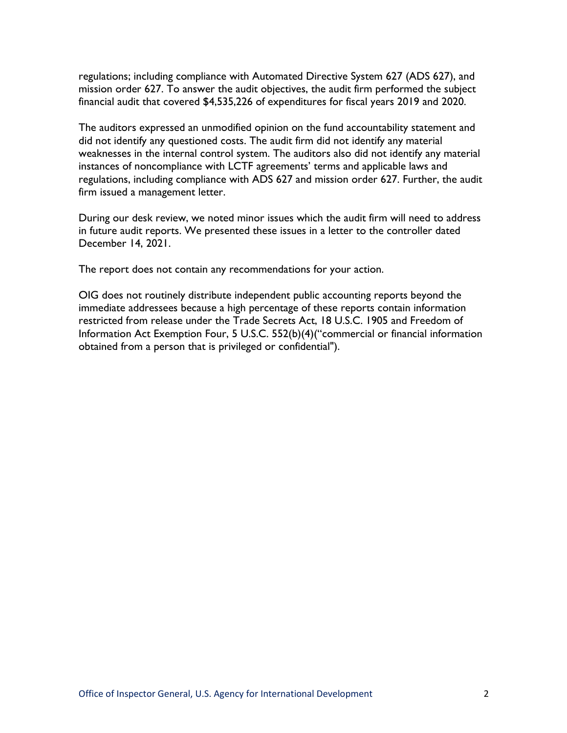regulations; including compliance with Automated Directive System 627 (ADS 627), and mission order 627. To answer the audit objectives, the audit firm performed the subject financial audit that covered $4,535,226 of expenditures for fiscal years 2019 and 2020.

The auditors expressed an unmodified opinion on the fund accountability statement and did not identify any questioned costs. The audit firm did not identify any material weaknesses in the internal control system. The auditors also did not identify any material instances of noncompliance with LCTF agreements' terms and applicable laws and regulations, including compliance with ADS 627 and mission order 627. Further, the audit firm issued a management letter.

During our desk review, we noted minor issues which the audit firm will need to address in future audit reports. We presented these issues in a letter to the controller dated December 14, 2021.

The report does not contain any recommendations for your action.

OIG does not routinely distribute independent public accounting reports beyond the immediate addressees because a high percentage of these reports contain information restricted from release under the Trade Secrets Act, 18 U.S.C. 1905 and Freedom of Information Act Exemption Four, 5 U.S.C. 552(b)(4)("commercial or financial information obtained from a person that is privileged or confidential").